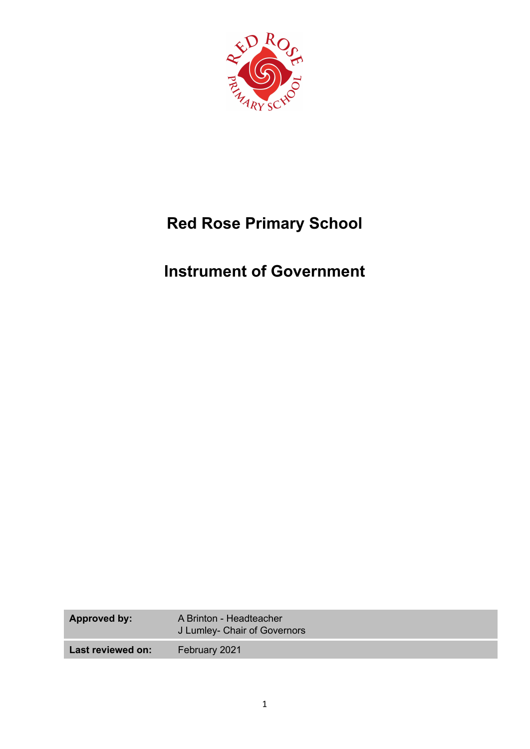# Red Rose Primary School

# Instrument of Government

| Approved by: | A Brinton - Headteacher<br>J Lumley- Chair of Governors |
|---|---|
| Last reviewed on: | February 2021 |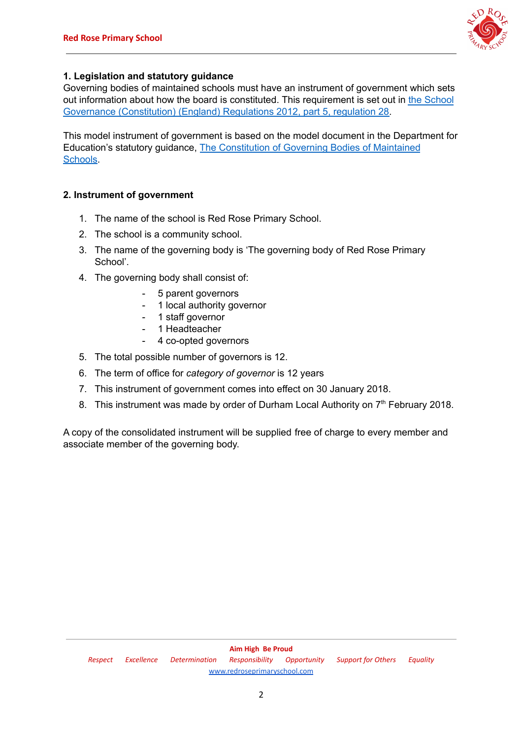### 1. Legislation and statutory guidance

Governing bodies of maintained schools must have an instrument of government which sets out information about how the board is constituted. This requirement is set out in the School Governance (Constitution) (England) Regulations 2012, part 5, regulation 28.

This model instrument of government is based on the model document in the Department for Education's statutory guidance, The Constitution of Governing Bodies of Maintained Schools.

### 2. Instrument of government

1. The name of the school is Red Rose Primary School.
2. The school is a community school.
3. The name of the governing body is 'The governing body of Red Rose Primary School'.
4. The governing body shall consist of:
   - 5 parent governors
   - 1 local authority governor
   - 1 staff governor
   - 1 Headteacher
   - 4 co-opted governors
5. The total possible number of governors is 12.
6. The term of office for *category of governor* is 12 years
7. This instrument of government comes into effect on 30 January 2018.
8. This instrument was made by order of Durham Local Authority on 7th February 2018.

A copy of the consolidated instrument will be supplied free of charge to every member and associate member of the governing body.